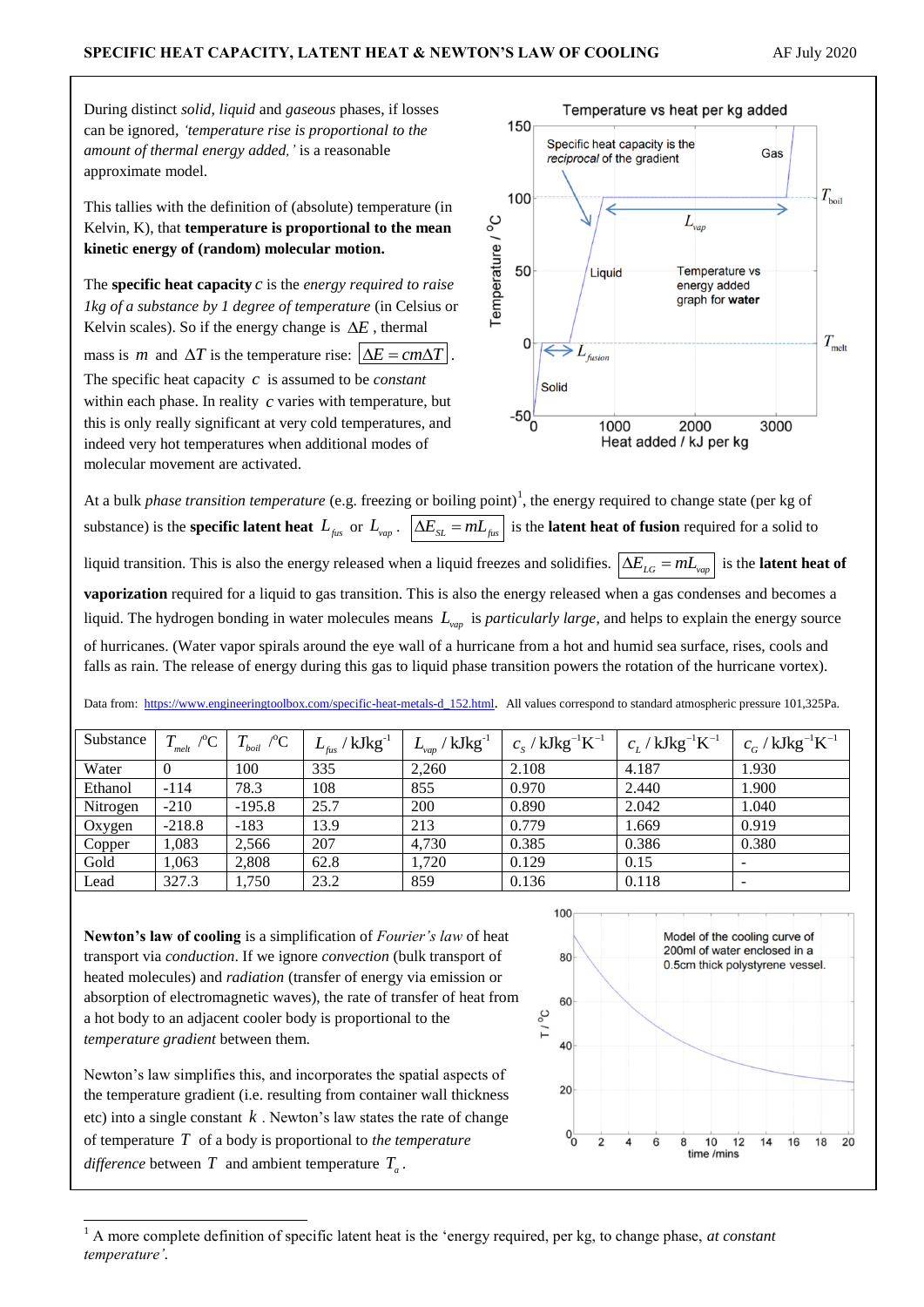During distinct *solid*, *liquid* and *gaseous* phases, if losses can be ignored, *'temperature rise is proportional to the amount of thermal energy added,'* is a reasonable approximate model.

This tallies with the definition of (absolute) temperature (in Kelvin, K), that **temperature is proportional to the mean kinetic energy of (random) molecular motion.**

The **specific heat capacity** $c$ is the *energy required to raise 1kg of a substance by 1 degree of temperature* (in Celsius or Kelvin scales). So if the energy change is $\Delta E$, thermal mass is $m$ and $\Delta T$ is the temperature rise: $\boxed{\Delta E = cm\Delta T}$.

The specific heat capacity $c$ is assumed to be *constant* within each phase. In reality $c$ varies with temperature, but this is only really significant at very cold temperatures, and indeed very hot temperatures when additional modes of molecular movement are activated.

At a bulk *phase transition temperature* (e.g. freezing or boiling point)[1], the energy required to change state (per kg of substance) is the **specific latent heat** $L_{fus}$ or $L_{vap}$. $\boxed{\Delta E_{SL} = mL_{fus}}$ is the **latent heat of fusion** required for a solid to liquid transition. This is also the energy released when a liquid freezes and solidifies. $\boxed{\Delta E_{LG} = mL_{vap}}$ is the **latent heat of vaporization** required for a liquid to gas transition. This is also the energy released when a gas condenses and becomes a liquid. The hydrogen bonding in water molecules means $L_{vap}$ is *particularly large*, and helps to explain the energy source of hurricanes. (Water vapor spirals around the eye wall of a hurricane from a hot and humid sea surface, rises, cools and falls as rain. The release of energy during this gas to liquid phase transition powers the rotation of the hurricane vortex).

Data from: https://www.engineeringtoolbox.com/specific-heat-metals-d_152.html. All values correspond to standard atmospheric pressure 101,325Pa.

| Substance | $T_{melt}$ /°C | $T_{boil}$ /°C | $L_{fus}$ / kJkg$^{-1}$ | $L_{vap}$ / kJkg$^{-1}$ | $c_S$ / kJkg$^{-1}$K$^{-1}$ | $c_L$ / kJkg$^{-1}$K$^{-1}$ | $c_G$ / kJkg$^{-1}$K$^{-1}$ |
|---|---|---|---|---|---|---|---|
| Water | 0 | 100 | 335 | 2,260 | 2.108 | 4.187 | 1.930 |
| Ethanol | -114 | 78.3 | 108 | 855 | 0.970 | 2.440 | 1.900 |
| Nitrogen | -210 | -195.8 | 25.7 | 200 | 0.890 | 2.042 | 1.040 |
| Oxygen | -218.8 | -183 | 13.9 | 213 | 0.779 | 1.669 | 0.919 |
| Copper | 1,083 | 2,566 | 207 | 4,730 | 0.385 | 0.386 | 0.380 |
| Gold | 1,063 | 2,808 | 62.8 | 1,720 | 0.129 | 0.15 | - |
| Lead | 327.3 | 1,750 | 23.2 | 859 | 0.136 | 0.118 | - |

**Newton's law of cooling** is a simplification of *Fourier's law* of heat transport via *conduction*. If we ignore *convection* (bulk transport of heated molecules) and *radiation* (transfer of energy via emission or absorption of electromagnetic waves), the rate of transfer of heat from a hot body to an adjacent cooler body is proportional to the *temperature gradient* between them.

Newton's law simplifies this, and incorporates the spatial aspects of the temperature gradient (i.e. resulting from container wall thickness etc) into a single constant $k$. Newton's law states the rate of change of temperature $T$ of a body is proportional to *the temperature difference* between $T$ and ambient temperature $T_a$.

[1] A more complete definition of specific latent heat is the 'energy required, per kg, to change phase, *at constant temperature*'.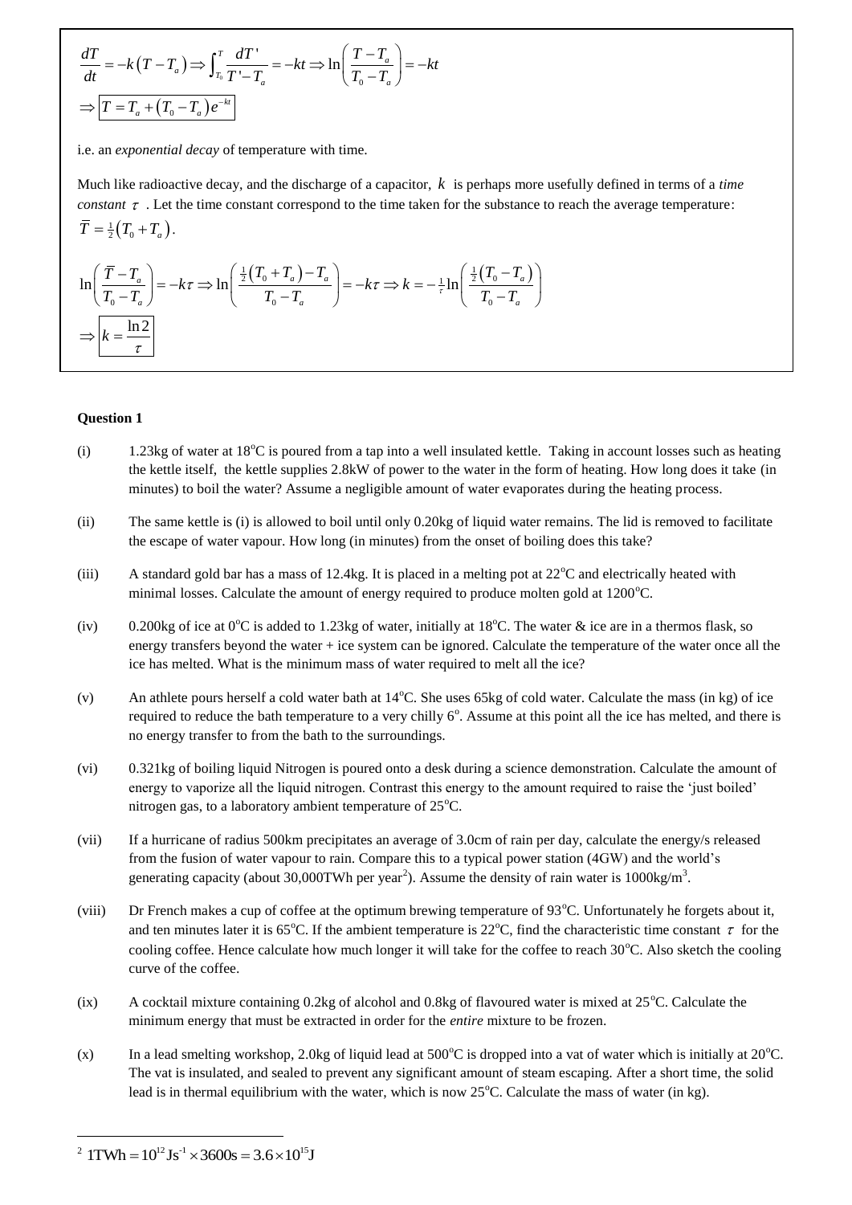$$\frac{dT}{dt} = -k\left(T - T_a\right) \Rightarrow \int_{T_0}^{T} \frac{dT'}{T' - T_a} = -kt \Rightarrow \ln\left(\frac{T - T_a}{T_0 - T_a}\right) = -kt$$

$$\Rightarrow \boxed{T = T_a + \left(T_0 - T_a\right)e^{-kt}}$$

i.e. an *exponential decay* of temperature with time.

Much like radioactive decay, and the discharge of a capacitor, $k$ is perhaps more usefully defined in terms of a *time constant* $\tau$. Let the time constant correspond to the time taken for the substance to reach the average temperature: $\bar{T} = \frac{1}{2}\left(T_0 + T_a\right)$.

$$\ln\left(\frac{\bar{T} - T_a}{T_0 - T_a}\right) = -k\tau \Rightarrow \ln\left(\frac{\frac{1}{2}\left(T_0 + T_a\right) - T_a}{T_0 - T_a}\right) = -k\tau \Rightarrow k = -\tfrac{1}{\tau}\ln\left(\frac{\frac{1}{2}\left(T_0 - T_a\right)}{T_0 - T_a}\right)$$

$$\Rightarrow \boxed{k = \frac{\ln 2}{\tau}}$$

**Question 1**

(i) 1.23kg of water at 18°C is poured from a tap into a well insulated kettle. Taking in account losses such as heating the kettle itself, the kettle supplies 2.8kW of power to the water in the form of heating. How long does it take (in minutes) to boil the water? Assume a negligible amount of water evaporates during the heating process.

(ii) The same kettle is (i) is allowed to boil until only 0.20kg of liquid water remains. The lid is removed to facilitate the escape of water vapour. How long (in minutes) from the onset of boiling does this take?

(iii) A standard gold bar has a mass of 12.4kg. It is placed in a melting pot at 22°C and electrically heated with minimal losses. Calculate the amount of energy required to produce molten gold at 1200°C.

(iv) 0.200kg of ice at 0°C is added to 1.23kg of water, initially at 18°C. The water & ice are in a thermos flask, so energy transfers beyond the water + ice system can be ignored. Calculate the temperature of the water once all the ice has melted. What is the minimum mass of water required to melt all the ice?

(v) An athlete pours herself a cold water bath at 14°C. She uses 65kg of cold water. Calculate the mass (in kg) of ice required to reduce the bath temperature to a very chilly 6°. Assume at this point all the ice has melted, and there is no energy transfer to from the bath to the surroundings.

(vi) 0.321kg of boiling liquid Nitrogen is poured onto a desk during a science demonstration. Calculate the amount of energy to vaporize all the liquid nitrogen. Contrast this energy to the amount required to raise the 'just boiled' nitrogen gas, to a laboratory ambient temperature of 25°C.

(vii) If a hurricane of radius 500km precipitates an average of 3.0cm of rain per day, calculate the energy/s released from the fusion of water vapour to rain. Compare this to a typical power station (4GW) and the world's generating capacity (about 30,000TWh per year[2]). Assume the density of rain water is $1000\text{kg/m}^3$.

(viii) Dr French makes a cup of coffee at the optimum brewing temperature of 93°C. Unfortunately he forgets about it, and ten minutes later it is 65°C. If the ambient temperature is 22°C, find the characteristic time constant $\tau$ for the cooling coffee. Hence calculate how much longer it will take for the coffee to reach 30°C. Also sketch the cooling curve of the coffee.

(ix) A cocktail mixture containing 0.2kg of alcohol and 0.8kg of flavoured water is mixed at 25°C. Calculate the minimum energy that must be extracted in order for the *entire* mixture to be frozen.

(x) In a lead smelting workshop, 2.0kg of liquid lead at 500°C is dropped into a vat of water which is initially at 20°C. The vat is insulated, and sealed to prevent any significant amount of steam escaping. After a short time, the solid lead is in thermal equilibrium with the water, which is now 25°C. Calculate the mass of water (in kg).

---

[2] $1\text{TWh} = 10^{12}\text{Js}^{-1} \times 3600\text{s} = 3.6 \times 10^{15}\text{J}$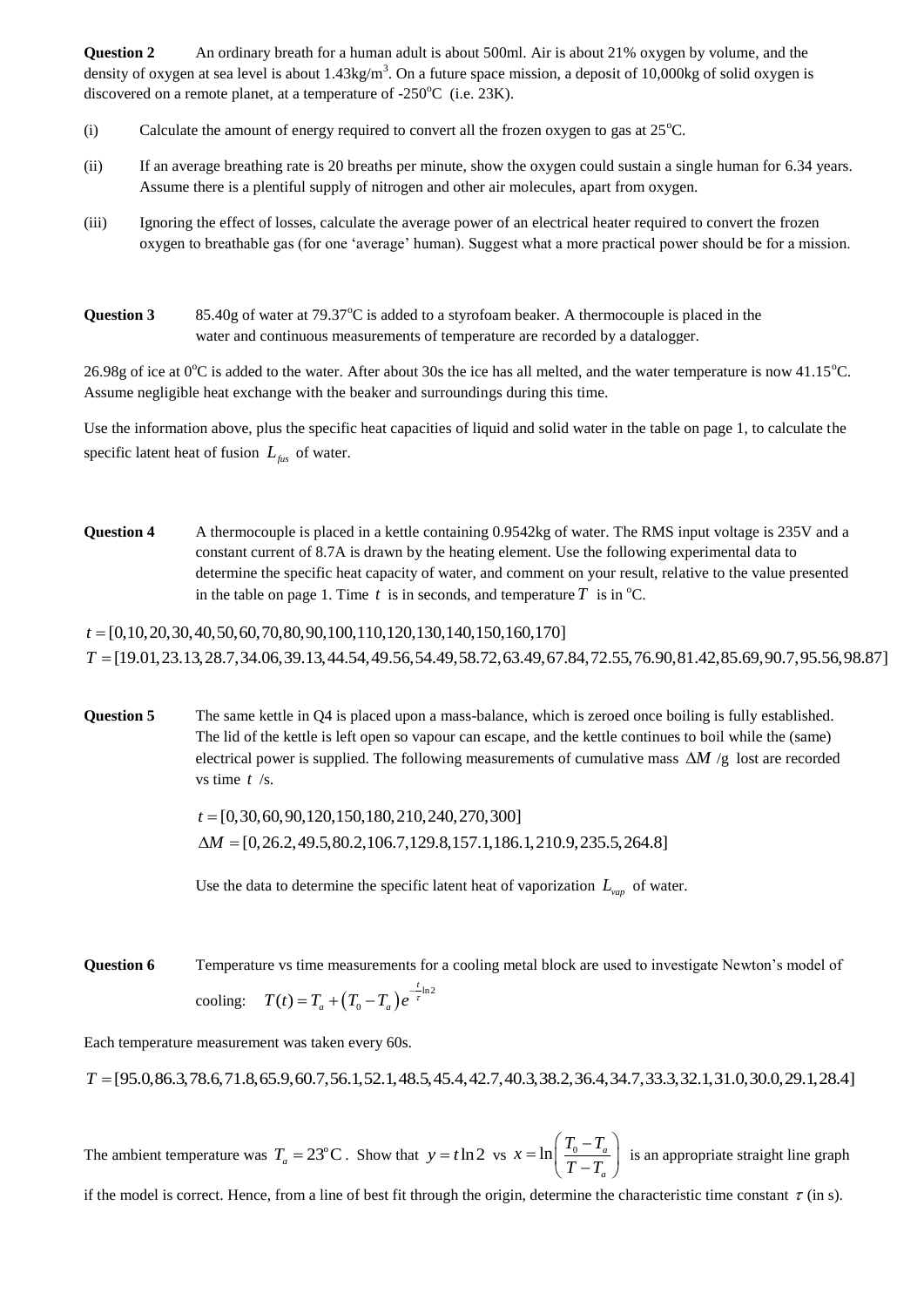**Question 2** An ordinary breath for a human adult is about 500ml. Air is about 21% oxygen by volume, and the density of oxygen at sea level is about $1.43\text{kg/m}^3$. On a future space mission, a deposit of 10,000kg of solid oxygen is discovered on a remote planet, at a temperature of $-250^{\text{o}}\text{C}$ (i.e. 23K).

(i) Calculate the amount of energy required to convert all the frozen oxygen to gas at $25^{\text{o}}\text{C}$.

(ii) If an average breathing rate is 20 breaths per minute, show the oxygen could sustain a single human for 6.34 years. Assume there is a plentiful supply of nitrogen and other air molecules, apart from oxygen.

(iii) Ignoring the effect of losses, calculate the average power of an electrical heater required to convert the frozen oxygen to breathable gas (for one 'average' human). Suggest what a more practical power should be for a mission.

**Question 3** 85.40g of water at $79.37^{\text{o}}\text{C}$ is added to a styrofoam beaker. A thermocouple is placed in the water and continuous measurements of temperature are recorded by a datalogger.

26.98g of ice at $0^{\text{o}}\text{C}$ is added to the water. After about 30s the ice has all melted, and the water temperature is now $41.15^{\text{o}}\text{C}$. Assume negligible heat exchange with the beaker and surroundings during this time.

Use the information above, plus the specific heat capacities of liquid and solid water in the table on page 1, to calculate the specific latent heat of fusion $L_{fus}$ of water.

**Question 4** A thermocouple is placed in a kettle containing 0.9542kg of water. The RMS input voltage is 235V and a constant current of 8.7A is drawn by the heating element. Use the following experimental data to determine the specific heat capacity of water, and comment on your result, relative to the value presented in the table on page 1. Time $t$ is in seconds, and temperature $T$ is in $^{\text{o}}\text{C}$.

$$t = [0,10,20,30,40,50,60,70,80,90,100,110,120,130,140,150,160,170]$$
$$T = [19.01,23.13,28.7,34.06,39.13,44.54,49.56,54.49,58.72,63.49,67.84,72.55,76.90,81.42,85.69,90.7,95.56,98.87]$$

**Question 5** The same kettle in Q4 is placed upon a mass-balance, which is zeroed once boiling is fully established. The lid of the kettle is left open so vapour can escape, and the kettle continues to boil while the (same) electrical power is supplied. The following measurements of cumulative mass $\Delta M$ /g lost are recorded vs time $t$ /s.

$$t = [0,30,60,90,120,150,180,210,240,270,300]$$
$$\Delta M = [0,26.2,49.5,80.2,106.7,129.8,157.1,186.1,210.9,235.5,264.8]$$

Use the data to determine the specific latent heat of vaporization $L_{vap}$ of water.

**Question 6** Temperature vs time measurements for a cooling metal block are used to investigate Newton's model of cooling: $T(t) = T_a + \left(T_0 - T_a\right)e^{-\frac{t}{\tau}\ln 2}$

Each temperature measurement was taken every 60s.

$$T = [95.0,86.3,78.6,71.8,65.9,60.7,56.1,52.1,48.5,45.4,42.7,40.3,38.2,36.4,34.7,33.3,32.1,31.0,30.0,29.1,28.4]$$

The ambient temperature was $T_a = 23^{\text{o}}\text{C}$. Show that $y = t\ln 2$ vs $x = \ln\left(\dfrac{T_0 - T_a}{T - T_a}\right)$ is an appropriate straight line graph if the model is correct. Hence, from a line of best fit through the origin, determine the characteristic time constant $\tau$ (in s).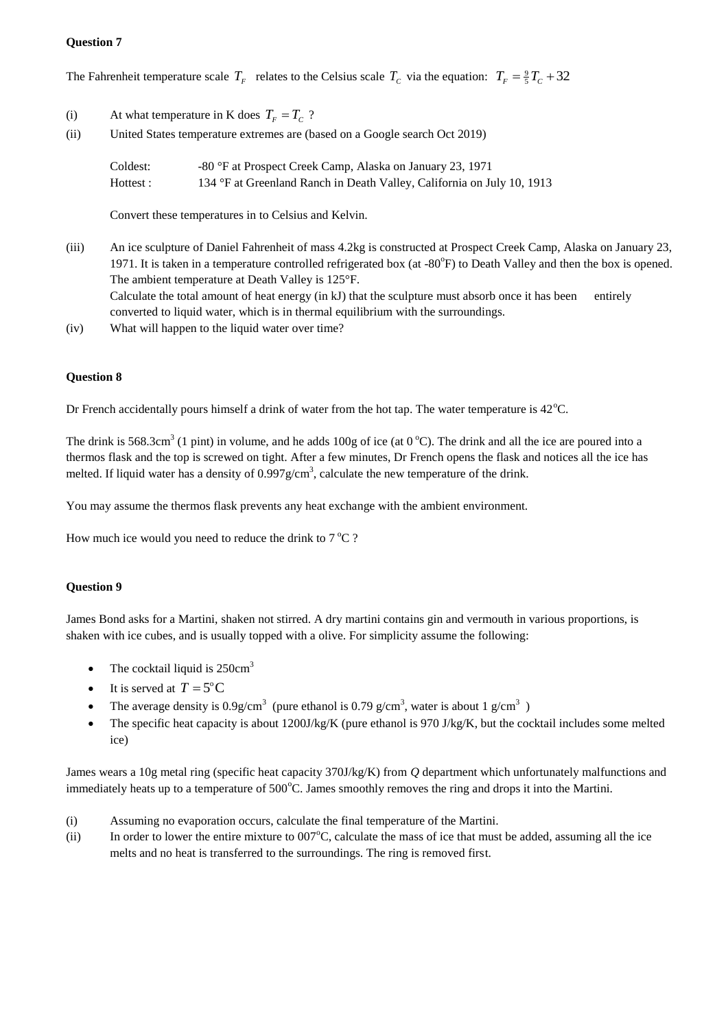**Question 7**

The Fahrenheit temperature scale $T_F$ relates to the Celsius scale $T_C$ via the equation: $T_F = \frac{9}{5}T_C + 32$

(i) At what temperature in K does $T_F = T_C$ ?

(ii) United States temperature extremes are (based on a Google search Oct 2019)

| | |
|---|---|
| Coldest: | -80 °F at Prospect Creek Camp, Alaska on January 23, 1971 |
| Hottest : | 134 °F at Greenland Ranch in Death Valley, California on July 10, 1913 |

Convert these temperatures in to Celsius and Kelvin.

(iii) An ice sculpture of Daniel Fahrenheit of mass 4.2kg is constructed at Prospect Creek Camp, Alaska on January 23, 1971. It is taken in a temperature controlled refrigerated box (at -80$^{o}$F) to Death Valley and then the box is opened. The ambient temperature at Death Valley is 125°F.
Calculate the total amount of heat energy (in kJ) that the sculpture must absorb once it has been entirely converted to liquid water, which is in thermal equilibrium with the surroundings.

(iv) What will happen to the liquid water over time?

**Question 8**

Dr French accidentally pours himself a drink of water from the hot tap. The water temperature is 42$^{o}$C.

The drink is 568.3cm$^3$ (1 pint) in volume, and he adds 100g of ice (at 0 $^{o}$C). The drink and all the ice are poured into a thermos flask and the top is screwed on tight. After a few minutes, Dr French opens the flask and notices all the ice has melted. If liquid water has a density of 0.997g/cm$^3$, calculate the new temperature of the drink.

You may assume the thermos flask prevents any heat exchange with the ambient environment.

How much ice would you need to reduce the drink to 7 $^{o}$C ?

**Question 9**

James Bond asks for a Martini, shaken not stirred. A dry martini contains gin and vermouth in various proportions, is shaken with ice cubes, and is usually topped with a olive. For simplicity assume the following:

- The cocktail liquid is 250cm$^3$
- It is served at $T = 5^{o}\text{C}$
- The average density is 0.9g/cm$^3$ (pure ethanol is 0.79 g/cm$^3$, water is about 1 g/cm$^3$ )
- The specific heat capacity is about 1200J/kg/K (pure ethanol is 970 J/kg/K, but the cocktail includes some melted ice)

James wears a 10g metal ring (specific heat capacity 370J/kg/K) from *Q* department which unfortunately malfunctions and immediately heats up to a temperature of 500$^{o}$C. James smoothly removes the ring and drops it into the Martini.

(i) Assuming no evaporation occurs, calculate the final temperature of the Martini.

(ii) In order to lower the entire mixture to 007$^{o}$C, calculate the mass of ice that must be added, assuming all the ice melts and no heat is transferred to the surroundings. The ring is removed first.